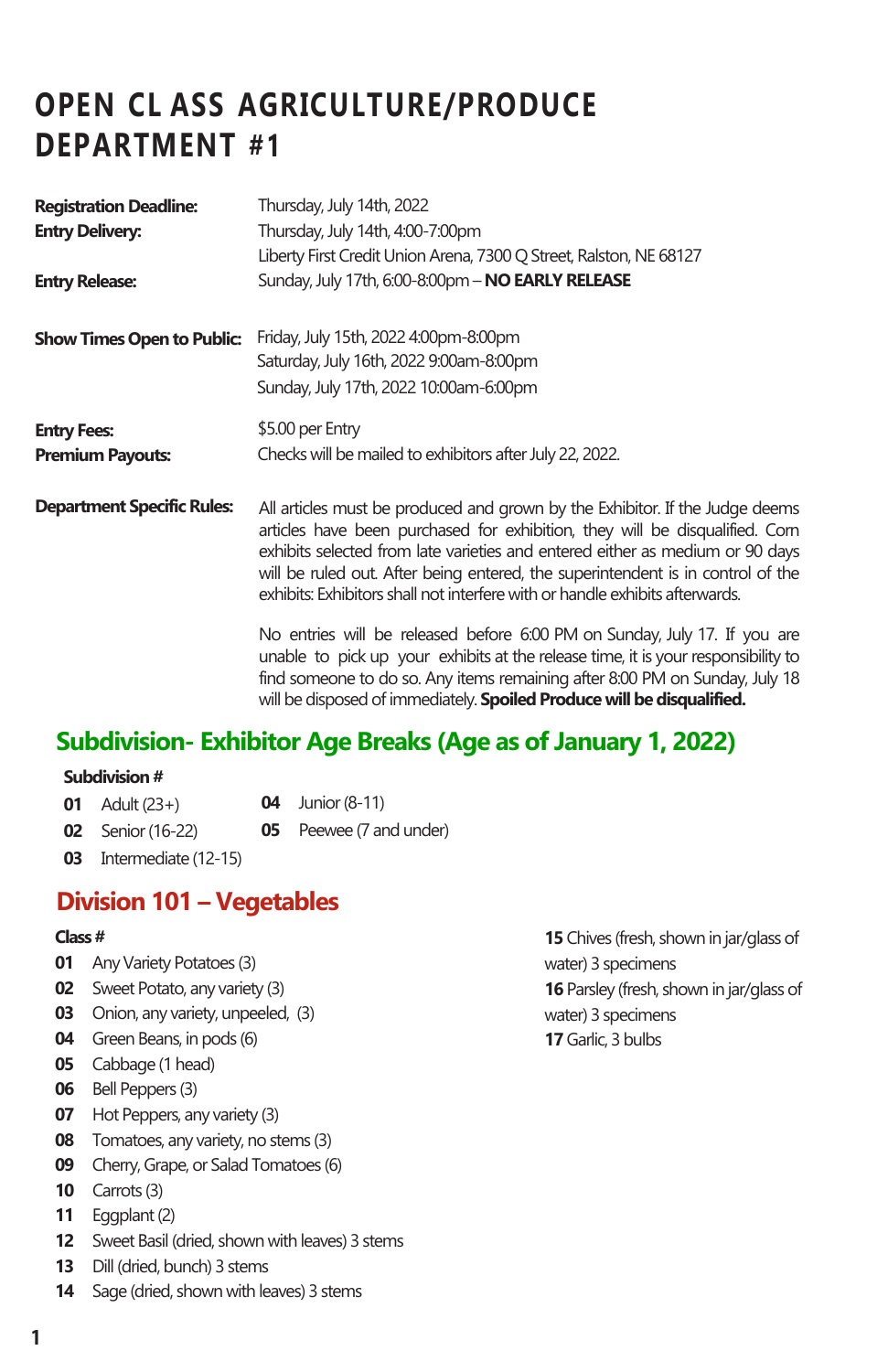# OPEN CL ASS AGRICULTURE/PRODUCE DEPARTMENT #1

**Registration Deadline:** Thursday, July 14th, 2022

**Entry Delivery:** Thursday, July 14th, 4:00-7:00pm
Liberty First Credit Union Arena, 7300 Q Street, Ralston, NE 68127

**Entry Release:** Sunday, July 17th, 6:00-8:00pm – **NO EARLY RELEASE**

**Show Times Open to Public:** Friday, July 15th, 2022 4:00pm-8:00pm
Saturday, July 16th, 2022 9:00am-8:00pm
Sunday, July 17th, 2022 10:00am-6:00pm

**Entry Fees:** $5.00 per Entry

**Premium Payouts:** Checks will be mailed to exhibitors after July 22, 2022.

**Department Specific Rules:** All articles must be produced and grown by the Exhibitor. If the Judge deems articles have been purchased for exhibition, they will be disqualified. Corn exhibits selected from late varieties and entered either as medium or 90 days will be ruled out. After being entered, the superintendent is in control of the exhibits: Exhibitors shall not interfere with or handle exhibits afterwards.

No entries will be released before 6:00 PM on Sunday, July 17. If you are unable to pick up your exhibits at the release time, it is your responsibility to find someone to do so. Any items remaining after 8:00 PM on Sunday, July 18 will be disposed of immediately. **Spoiled Produce will be disqualified.**

## Subdivision- Exhibitor Age Breaks (Age as of January 1, 2022)

**Subdivision #**

- **01** Adult (23+)
- **02** Senior (16-22)
- **03** Intermediate (12-15)
- **04** Junior (8-11)
- **05** Peewee (7 and under)

## Division 101 – Vegetables

**Class #**

- **01** Any Variety Potatoes (3)
- **02** Sweet Potato, any variety (3)
- **03** Onion, any variety, unpeeled, (3)
- **04** Green Beans, in pods (6)
- **05** Cabbage (1 head)
- **06** Bell Peppers (3)
- **07** Hot Peppers, any variety (3)
- **08** Tomatoes, any variety, no stems (3)
- **09** Cherry, Grape, or Salad Tomatoes (6)
- **10** Carrots (3)
- **11** Eggplant (2)
- **12** Sweet Basil (dried, shown with leaves) 3 stems
- **13** Dill (dried, bunch) 3 stems
- **14** Sage (dried, shown with leaves) 3 stems
- **15** Chives (fresh, shown in jar/glass of water) 3 specimens
- **16** Parsley (fresh, shown in jar/glass of water) 3 specimens
- **17** Garlic, 3 bulbs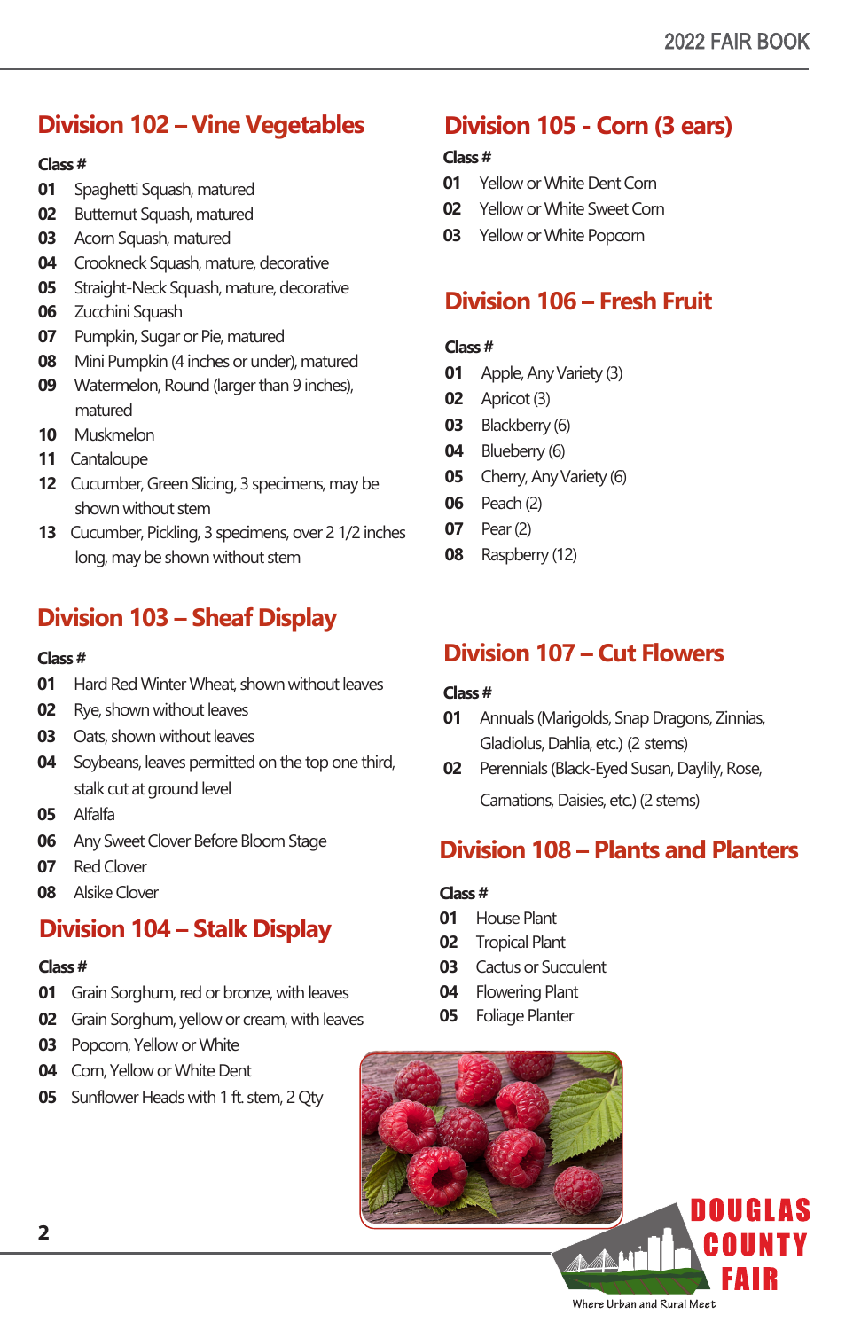## Division 102 – Vine Vegetables

**Class #**

**01** Spaghetti Squash, matured
**02** Butternut Squash, matured
**03** Acorn Squash, matured
**04** Crookneck Squash, mature, decorative
**05** Straight-Neck Squash, mature, decorative
**06** Zucchini Squash
**07** Pumpkin, Sugar or Pie, matured
**08** Mini Pumpkin (4 inches or under), matured
**09** Watermelon, Round (larger than 9 inches), matured
**10** Muskmelon
**11** Cantaloupe
**12** Cucumber, Green Slicing, 3 specimens, may be shown without stem
**13** Cucumber, Pickling, 3 specimens, over 2 1/2 inches long, may be shown without stem

## Division 103 – Sheaf Display

**Class #**

**01** Hard Red Winter Wheat, shown without leaves
**02** Rye, shown without leaves
**03** Oats, shown without leaves
**04** Soybeans, leaves permitted on the top one third, stalk cut at ground level
**05** Alfalfa
**06** Any Sweet Clover Before Bloom Stage
**07** Red Clover
**08** Alsike Clover

## Division 104 – Stalk Display

**Class #**

**01** Grain Sorghum, red or bronze, with leaves
**02** Grain Sorghum, yellow or cream, with leaves
**03** Popcorn, Yellow or White
**04** Corn, Yellow or White Dent
**05** Sunflower Heads with 1 ft. stem, 2 Qty

## Division 105 - Corn (3 ears)

**Class #**

**01** Yellow or White Dent Corn
**02** Yellow or White Sweet Corn
**03** Yellow or White Popcorn

## Division 106 – Fresh Fruit

**Class #**

**01** Apple, Any Variety (3)
**02** Apricot (3)
**03** Blackberry (6)
**04** Blueberry (6)
**05** Cherry, Any Variety (6)
**06** Peach (2)
**07** Pear (2)
**08** Raspberry (12)

## Division 107 – Cut Flowers

**Class #**

**01** Annuals (Marigolds, Snap Dragons, Zinnias, Gladiolus, Dahlia, etc.) (2 stems)
**02** Perennials (Black-Eyed Susan, Daylily, Rose, Carnations, Daisies, etc.) (2 stems)

## Division 108 – Plants and Planters

**Class #**

**01** House Plant
**02** Tropical Plant
**03** Cactus or Succulent
**04** Flowering Plant
**05** Foliage Planter

DOUGLAS COUNTY FAIR
Where Urban and Rural Meet